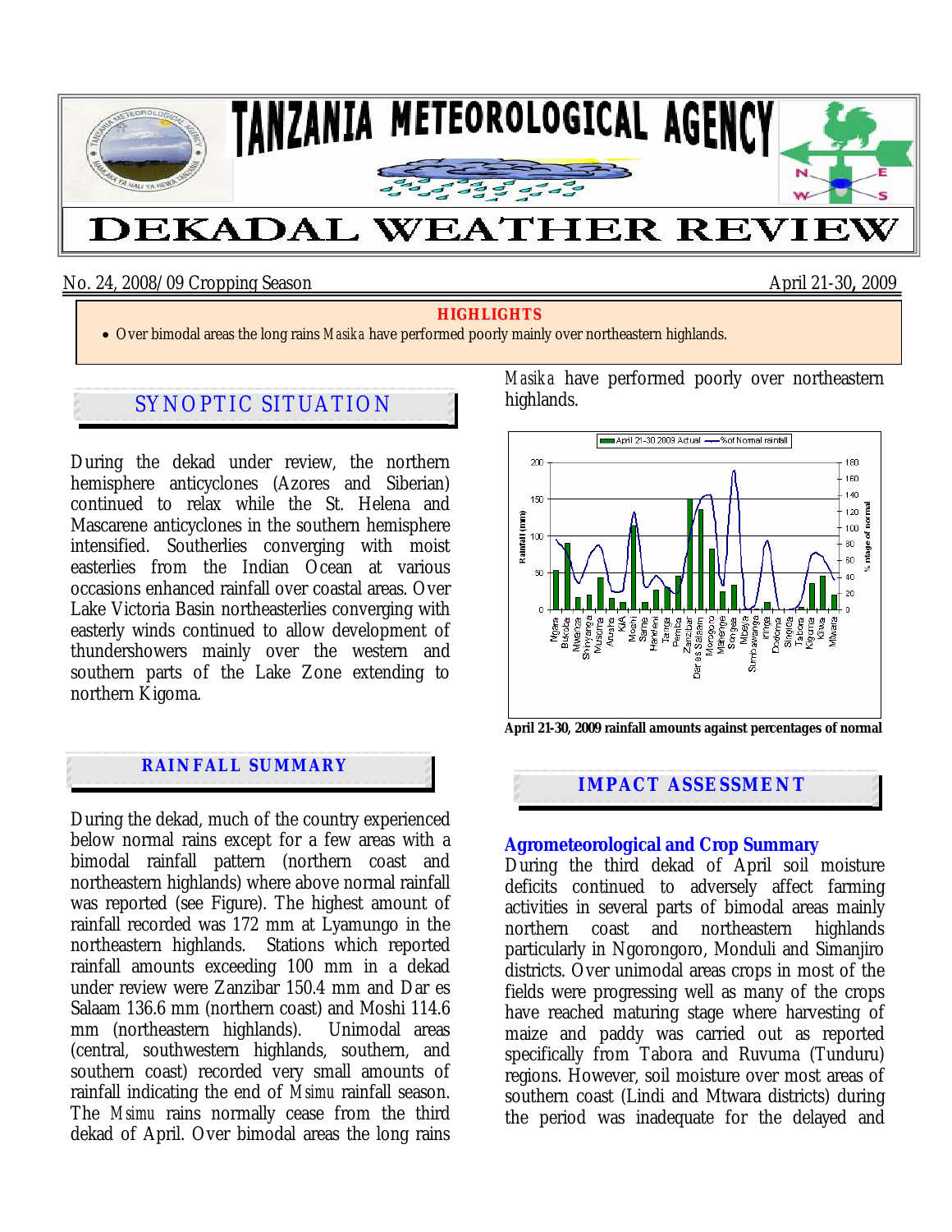# TANZANIA METEOROLOGICAL AGENCY

# DEKADAL WEATHER REVIEW

No. 24, 2008/09 Cropping Season April 21-30, 2009

**HIGHLIGHTS**

- Over bimodal areas the long rains *Masika* have performed poorly mainly over northeastern highlands.

## SYNOPTIC SITUATION

During the dekad under review, the northern hemisphere anticyclones (Azores and Siberian) continued to relax while the St. Helena and Mascarene anticyclones in the southern hemisphere intensified. Southerlies converging with moist easterlies from the Indian Ocean at various occasions enhanced rainfall over coastal areas. Over Lake Victoria Basin northeasterlies converging with easterly winds continued to allow development of thundershowers mainly over the western and southern parts of the Lake Zone extending to northern Kigoma.

## RAINFALL SUMMARY

During the dekad, much of the country experienced below normal rains except for a few areas with a bimodal rainfall pattern (northern coast and northeastern highlands) where above normal rainfall was reported (see Figure). The highest amount of rainfall recorded was 172 mm at Lyamungo in the northeastern highlands. Stations which reported rainfall amounts exceeding 100 mm in a dekad under review were Zanzibar 150.4 mm and Dar es Salaam 136.6 mm (northern coast) and Moshi 114.6 mm (northeastern highlands). Unimodal areas (central, southwestern highlands, southern, and southern coast) recorded very small amounts of rainfall indicating the end of *Msimu* rainfall season. The *Msimu* rains normally cease from the third dekad of April. Over bimodal areas the long rains *Masika* have performed poorly over northeastern highlands.

April 21-30, 2009 rainfall amounts against percentages of normal

## IMPACT ASSESSMENT

### Agrometeorological and Crop Summary

During the third dekad of April soil moisture deficits continued to adversely affect farming activities in several parts of bimodal areas mainly northern coast and northeastern highlands particularly in Ngorongoro, Monduli and Simanjiro districts. Over unimodal areas crops in most of the fields were progressing well as many of the crops have reached maturing stage where harvesting of maize and paddy was carried out as reported specifically from Tabora and Ruvuma (Tunduru) regions. However, soil moisture over most areas of southern coast (Lindi and Mtwara districts) during the period was inadequate for the delayed and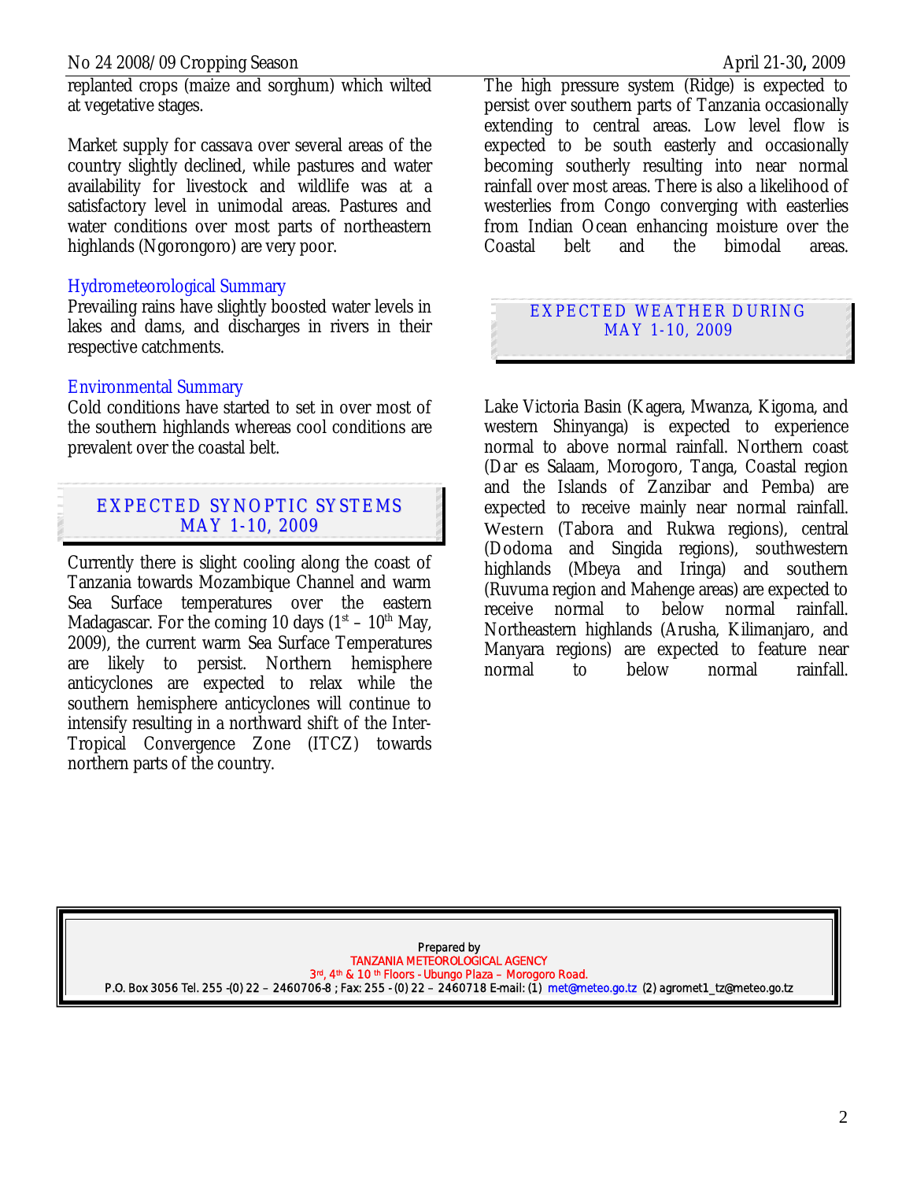replanted crops (maize and sorghum) which wilted at vegetative stages.

Market supply for cassava over several areas of the country slightly declined, while pastures and water availability for livestock and wildlife was at a satisfactory level in unimodal areas. Pastures and water conditions over most parts of northeastern highlands (Ngorongoro) are very poor.

### Hydrometeorological Summary

Prevailing rains have slightly boosted water levels in lakes and dams, and discharges in rivers in their respective catchments.

### Environmental Summary

Cold conditions have started to set in over most of the southern highlands whereas cool conditions are prevalent over the coastal belt.

## EXPECTED SYNOPTIC SYSTEMS MAY 1-10, 2009

Currently there is slight cooling along the coast of Tanzania towards Mozambique Channel and warm Sea Surface temperatures over the eastern Madagascar. For the coming 10 days (1st – 10th May, 2009), the current warm Sea Surface Temperatures are likely to persist. Northern hemisphere anticyclones are expected to relax while the southern hemisphere anticyclones will continue to intensify resulting in a northward shift of the Inter-Tropical Convergence Zone (ITCZ) towards northern parts of the country.

The high pressure system (Ridge) is expected to persist over southern parts of Tanzania occasionally extending to central areas. Low level flow is expected to be south easterly and occasionally becoming southerly resulting into near normal rainfall over most areas. There is also a likelihood of westerlies from Congo converging with easterlies from Indian Ocean enhancing moisture over the Coastal belt and the bimodal areas.

## EXPECTED WEATHER DURING MAY 1-10, 2009

Lake Victoria Basin (Kagera, Mwanza, Kigoma, and western Shinyanga) is expected to experience normal to above normal rainfall. Northern coast (Dar es Salaam, Morogoro, Tanga, Coastal region and the Islands of Zanzibar and Pemba) are expected to receive mainly near normal rainfall. Western (Tabora and Rukwa regions), central (Dodoma and Singida regions), southwestern highlands (Mbeya and Iringa) and southern (Ruvuma region and Mahenge areas) are expected to receive normal to below normal rainfall. Northeastern highlands (Arusha, Kilimanjaro, and Manyara regions) are expected to feature near normal to below normal rainfall.

Prepared by
TANZANIA METEOROLOGICAL AGENCY
3rd, 4th & 10th Floors - Ubungo Plaza – Morogoro Road.
P.O. Box 3056 Tel. 255 -(0) 22 – 2460706-8 ; Fax: 255 - (0) 22 – 2460718 E-mail: (1) met@meteo.go.tz (2) agromet1_tz@meteo.go.tz